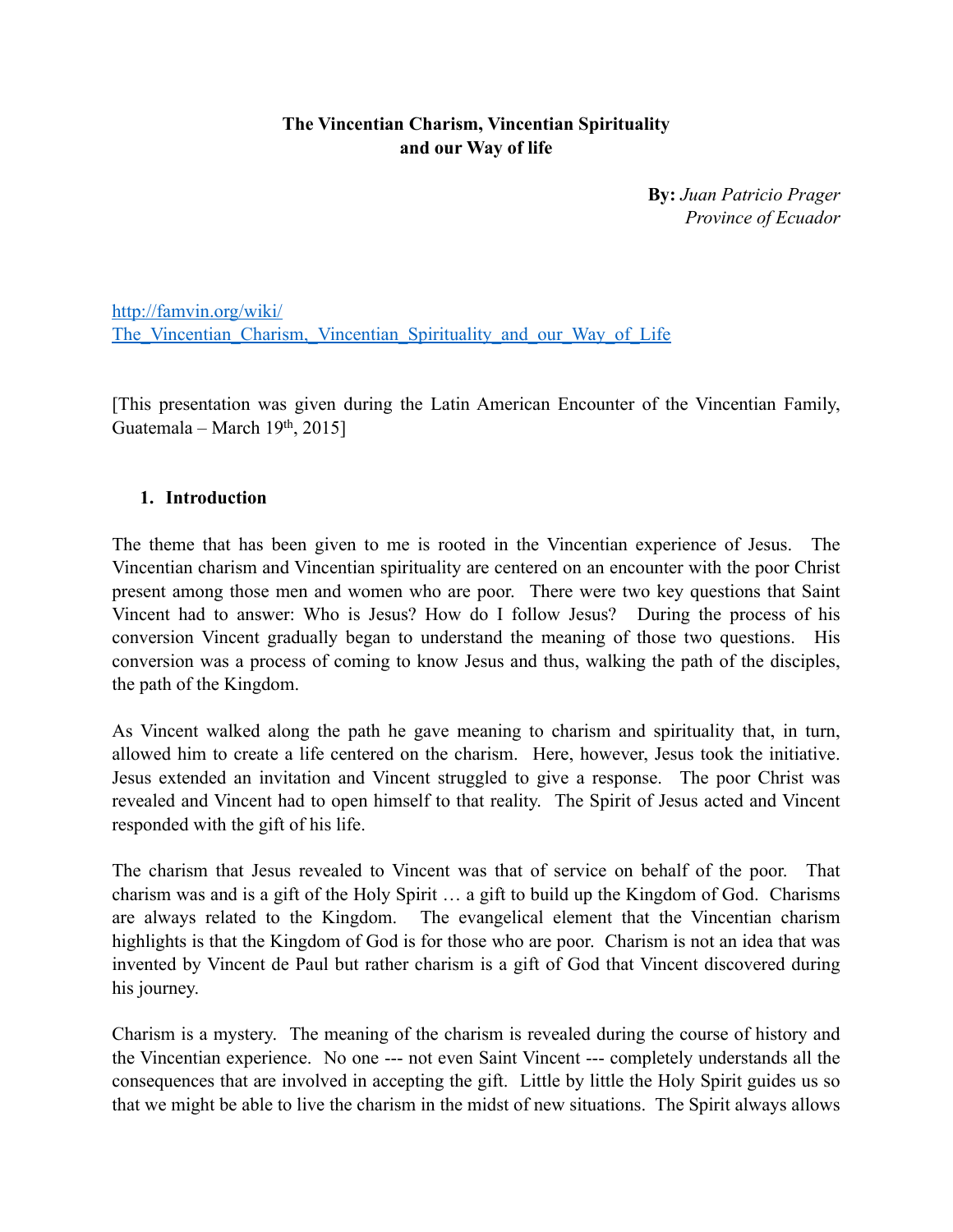**The Vincentian Charism, Vincentian Spirituality and our Way of life**

**By:** *Juan Patricio Prager*
*Province of Ecuador*

[http://famvin.org/wiki/The_Vincentian_Charism,_Vincentian_Spirituality_and_our_Way_of_Life](http://famvin.org/wiki/The_Vincentian_Charism,_Vincentian_Spirituality_and_our_Way_of_Life)

[This presentation was given during the Latin American Encounter of the Vincentian Family, Guatemala – March 19th, 2015]

## 1. Introduction

The theme that has been given to me is rooted in the Vincentian experience of Jesus. The Vincentian charism and Vincentian spirituality are centered on an encounter with the poor Christ present among those men and women who are poor. There were two key questions that Saint Vincent had to answer: Who is Jesus? How do I follow Jesus? During the process of his conversion Vincent gradually began to understand the meaning of those two questions. His conversion was a process of coming to know Jesus and thus, walking the path of the disciples, the path of the Kingdom.

As Vincent walked along the path he gave meaning to charism and spirituality that, in turn, allowed him to create a life centered on the charism. Here, however, Jesus took the initiative. Jesus extended an invitation and Vincent struggled to give a response. The poor Christ was revealed and Vincent had to open himself to that reality. The Spirit of Jesus acted and Vincent responded with the gift of his life.

The charism that Jesus revealed to Vincent was that of service on behalf of the poor. That charism was and is a gift of the Holy Spirit … a gift to build up the Kingdom of God. Charisms are always related to the Kingdom. The evangelical element that the Vincentian charism highlights is that the Kingdom of God is for those who are poor. Charism is not an idea that was invented by Vincent de Paul but rather charism is a gift of God that Vincent discovered during his journey.

Charism is a mystery. The meaning of the charism is revealed during the course of history and the Vincentian experience. No one --- not even Saint Vincent --- completely understands all the consequences that are involved in accepting the gift. Little by little the Holy Spirit guides us so that we might be able to live the charism in the midst of new situations. The Spirit always allows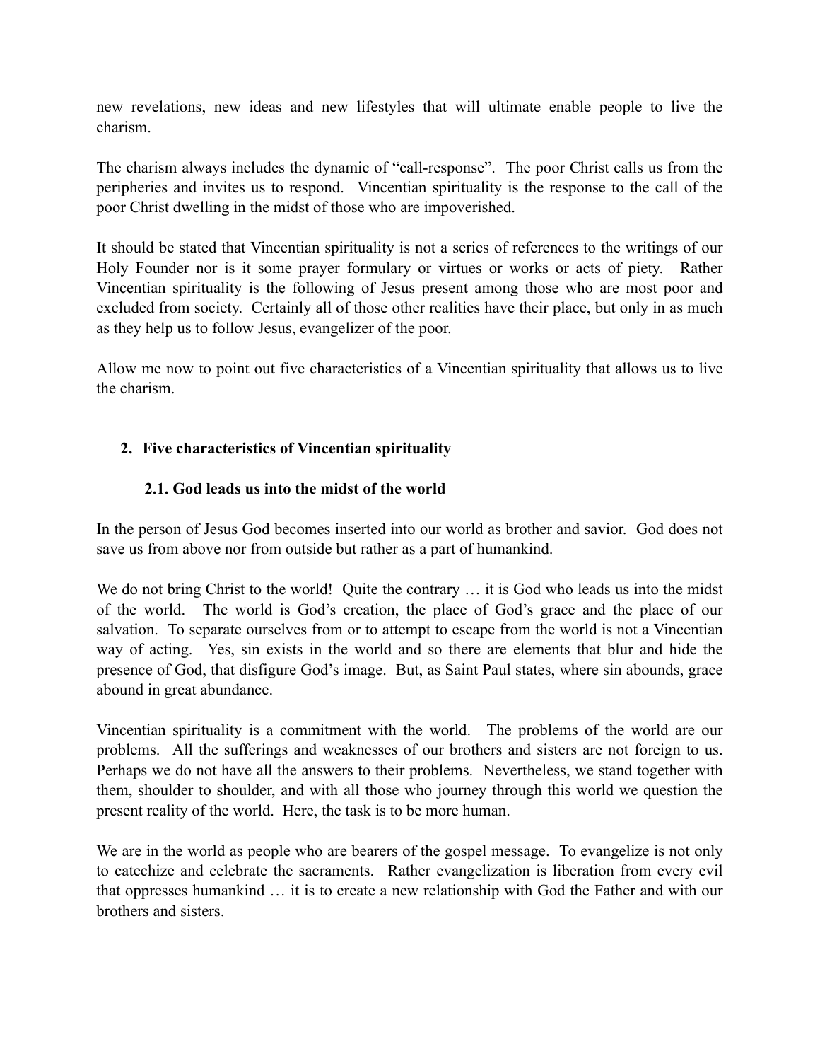new revelations, new ideas and new lifestyles that will ultimate enable people to live the charism.

The charism always includes the dynamic of "call-response". The poor Christ calls us from the peripheries and invites us to respond. Vincentian spirituality is the response to the call of the poor Christ dwelling in the midst of those who are impoverished.

It should be stated that Vincentian spirituality is not a series of references to the writings of our Holy Founder nor is it some prayer formulary or virtues or works or acts of piety. Rather Vincentian spirituality is the following of Jesus present among those who are most poor and excluded from society. Certainly all of those other realities have their place, but only in as much as they help us to follow Jesus, evangelizer of the poor.

Allow me now to point out five characteristics of a Vincentian spirituality that allows us to live the charism.

## 2. Five characteristics of Vincentian spirituality

### 2.1. God leads us into the midst of the world

In the person of Jesus God becomes inserted into our world as brother and savior. God does not save us from above nor from outside but rather as a part of humankind.

We do not bring Christ to the world! Quite the contrary … it is God who leads us into the midst of the world. The world is God's creation, the place of God's grace and the place of our salvation. To separate ourselves from or to attempt to escape from the world is not a Vincentian way of acting. Yes, sin exists in the world and so there are elements that blur and hide the presence of God, that disfigure God's image. But, as Saint Paul states, where sin abounds, grace abound in great abundance.

Vincentian spirituality is a commitment with the world. The problems of the world are our problems. All the sufferings and weaknesses of our brothers and sisters are not foreign to us. Perhaps we do not have all the answers to their problems. Nevertheless, we stand together with them, shoulder to shoulder, and with all those who journey through this world we question the present reality of the world. Here, the task is to be more human.

We are in the world as people who are bearers of the gospel message. To evangelize is not only to catechize and celebrate the sacraments. Rather evangelization is liberation from every evil that oppresses humankind … it is to create a new relationship with God the Father and with our brothers and sisters.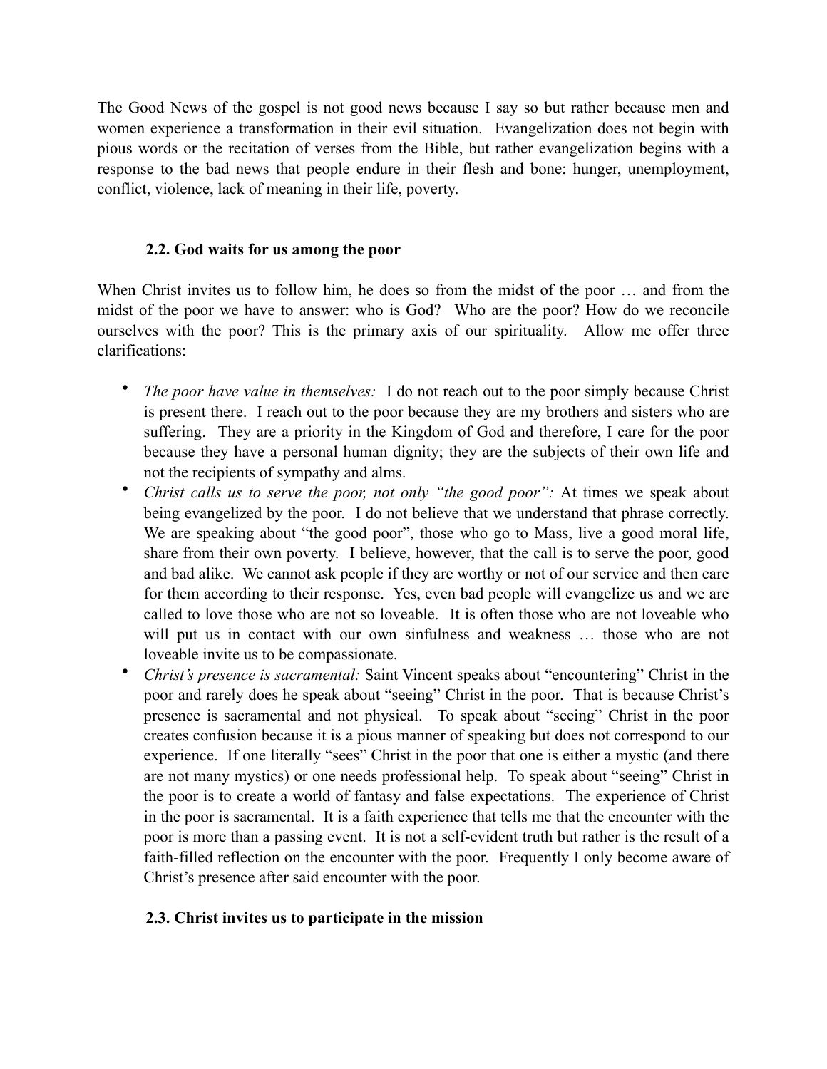The Good News of the gospel is not good news because I say so but rather because men and women experience a transformation in their evil situation. Evangelization does not begin with pious words or the recitation of verses from the Bible, but rather evangelization begins with a response to the bad news that people endure in their flesh and bone: hunger, unemployment, conflict, violence, lack of meaning in their life, poverty.

### 2.2. God waits for us among the poor

When Christ invites us to follow him, he does so from the midst of the poor … and from the midst of the poor we have to answer: who is God? Who are the poor? How do we reconcile ourselves with the poor? This is the primary axis of our spirituality. Allow me offer three clarifications:

- *The poor have value in themselves:* I do not reach out to the poor simply because Christ is present there. I reach out to the poor because they are my brothers and sisters who are suffering. They are a priority in the Kingdom of God and therefore, I care for the poor because they have a personal human dignity; they are the subjects of their own life and not the recipients of sympathy and alms.
- *Christ calls us to serve the poor, not only "the good poor":* At times we speak about being evangelized by the poor. I do not believe that we understand that phrase correctly. We are speaking about "the good poor", those who go to Mass, live a good moral life, share from their own poverty. I believe, however, that the call is to serve the poor, good and bad alike. We cannot ask people if they are worthy or not of our service and then care for them according to their response. Yes, even bad people will evangelize us and we are called to love those who are not so loveable. It is often those who are not loveable who will put us in contact with our own sinfulness and weakness … those who are not loveable invite us to be compassionate.
- *Christ's presence is sacramental:* Saint Vincent speaks about "encountering" Christ in the poor and rarely does he speak about "seeing" Christ in the poor. That is because Christ's presence is sacramental and not physical. To speak about "seeing" Christ in the poor creates confusion because it is a pious manner of speaking but does not correspond to our experience. If one literally "sees" Christ in the poor that one is either a mystic (and there are not many mystics) or one needs professional help. To speak about "seeing" Christ in the poor is to create a world of fantasy and false expectations. The experience of Christ in the poor is sacramental. It is a faith experience that tells me that the encounter with the poor is more than a passing event. It is not a self-evident truth but rather is the result of a faith-filled reflection on the encounter with the poor. Frequently I only become aware of Christ's presence after said encounter with the poor.

### 2.3. Christ invites us to participate in the mission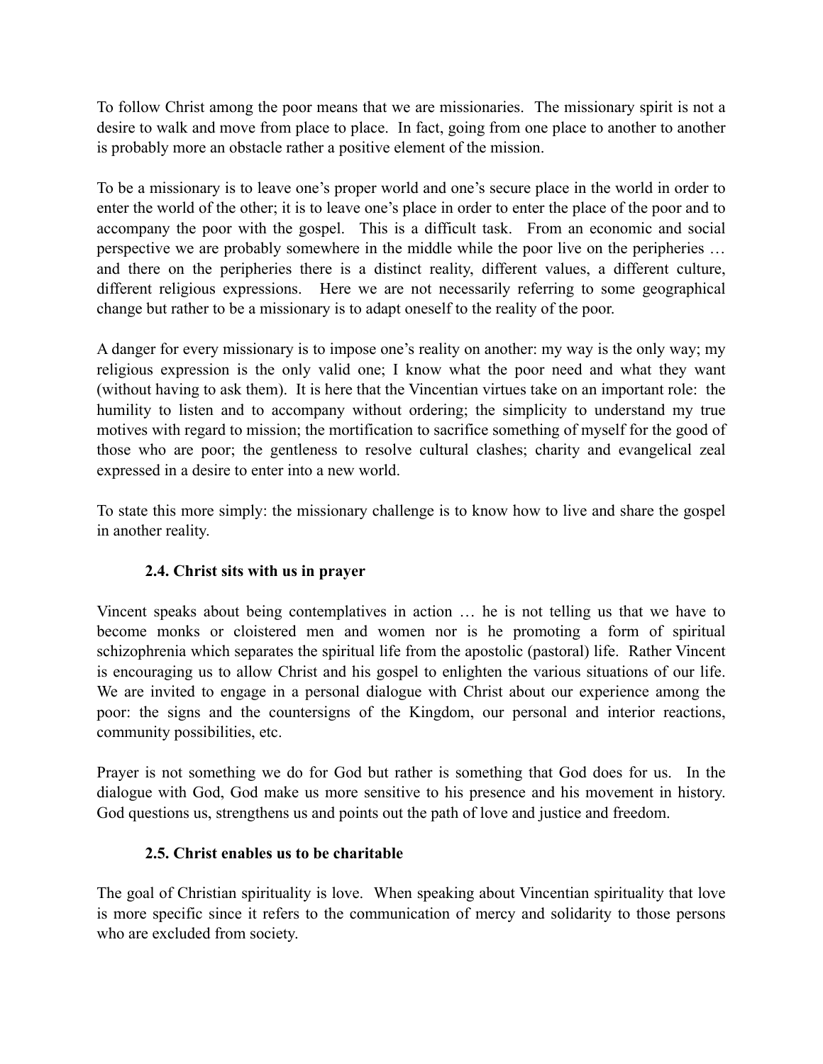To follow Christ among the poor means that we are missionaries. The missionary spirit is not a desire to walk and move from place to place. In fact, going from one place to another to another is probably more an obstacle rather a positive element of the mission.

To be a missionary is to leave one's proper world and one's secure place in the world in order to enter the world of the other; it is to leave one's place in order to enter the place of the poor and to accompany the poor with the gospel. This is a difficult task. From an economic and social perspective we are probably somewhere in the middle while the poor live on the peripheries … and there on the peripheries there is a distinct reality, different values, a different culture, different religious expressions. Here we are not necessarily referring to some geographical change but rather to be a missionary is to adapt oneself to the reality of the poor.

A danger for every missionary is to impose one's reality on another: my way is the only way; my religious expression is the only valid one; I know what the poor need and what they want (without having to ask them). It is here that the Vincentian virtues take on an important role: the humility to listen and to accompany without ordering; the simplicity to understand my true motives with regard to mission; the mortification to sacrifice something of myself for the good of those who are poor; the gentleness to resolve cultural clashes; charity and evangelical zeal expressed in a desire to enter into a new world.

To state this more simply: the missionary challenge is to know how to live and share the gospel in another reality.

### 2.4. Christ sits with us in prayer

Vincent speaks about being contemplatives in action … he is not telling us that we have to become monks or cloistered men and women nor is he promoting a form of spiritual schizophrenia which separates the spiritual life from the apostolic (pastoral) life. Rather Vincent is encouraging us to allow Christ and his gospel to enlighten the various situations of our life. We are invited to engage in a personal dialogue with Christ about our experience among the poor: the signs and the countersigns of the Kingdom, our personal and interior reactions, community possibilities, etc.

Prayer is not something we do for God but rather is something that God does for us. In the dialogue with God, God make us more sensitive to his presence and his movement in history. God questions us, strengthens us and points out the path of love and justice and freedom.

### 2.5. Christ enables us to be charitable

The goal of Christian spirituality is love. When speaking about Vincentian spirituality that love is more specific since it refers to the communication of mercy and solidarity to those persons who are excluded from society.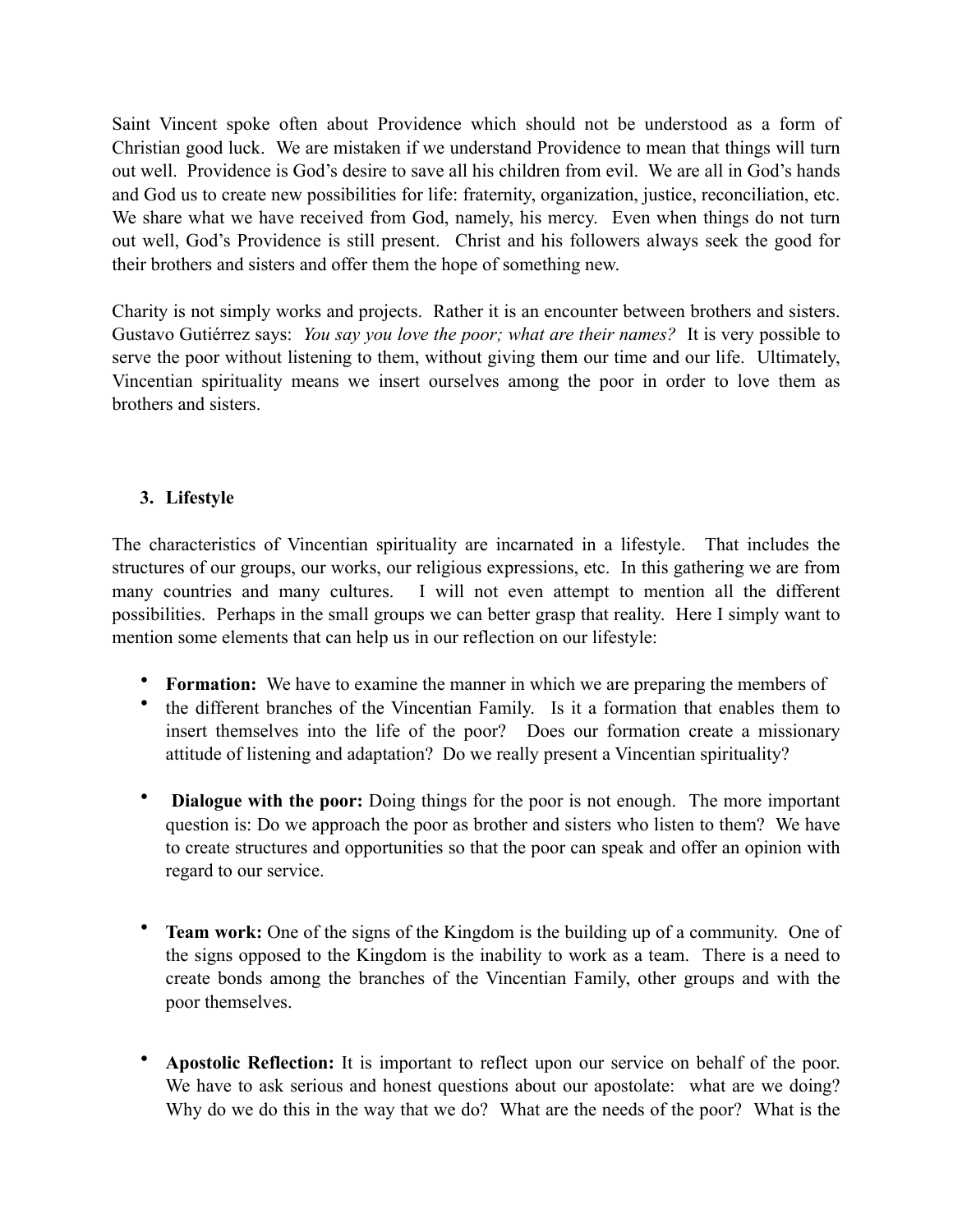Saint Vincent spoke often about Providence which should not be understood as a form of Christian good luck. We are mistaken if we understand Providence to mean that things will turn out well. Providence is God's desire to save all his children from evil. We are all in God's hands and God us to create new possibilities for life: fraternity, organization, justice, reconciliation, etc. We share what we have received from God, namely, his mercy. Even when things do not turn out well, God's Providence is still present. Christ and his followers always seek the good for their brothers and sisters and offer them the hope of something new.

Charity is not simply works and projects. Rather it is an encounter between brothers and sisters. Gustavo Gutiérrez says: *You say you love the poor; what are their names?* It is very possible to serve the poor without listening to them, without giving them our time and our life. Ultimately, Vincentian spirituality means we insert ourselves among the poor in order to love them as brothers and sisters.

### 3. Lifestyle

The characteristics of Vincentian spirituality are incarnated in a lifestyle. That includes the structures of our groups, our works, our religious expressions, etc. In this gathering we are from many countries and many cultures. I will not even attempt to mention all the different possibilities. Perhaps in the small groups we can better grasp that reality. Here I simply want to mention some elements that can help us in our reflection on our lifestyle:

- **Formation:** We have to examine the manner in which we are preparing the members of the different branches of the Vincentian Family. Is it a formation that enables them to insert themselves into the life of the poor? Does our formation create a missionary attitude of listening and adaptation? Do we really present a Vincentian spirituality?

- **Dialogue with the poor:** Doing things for the poor is not enough. The more important question is: Do we approach the poor as brother and sisters who listen to them? We have to create structures and opportunities so that the poor can speak and offer an opinion with regard to our service.

- **Team work:** One of the signs of the Kingdom is the building up of a community. One of the signs opposed to the Kingdom is the inability to work as a team. There is a need to create bonds among the branches of the Vincentian Family, other groups and with the poor themselves.

- **Apostolic Reflection:** It is important to reflect upon our service on behalf of the poor. We have to ask serious and honest questions about our apostolate: what are we doing? Why do we do this in the way that we do? What are the needs of the poor? What is the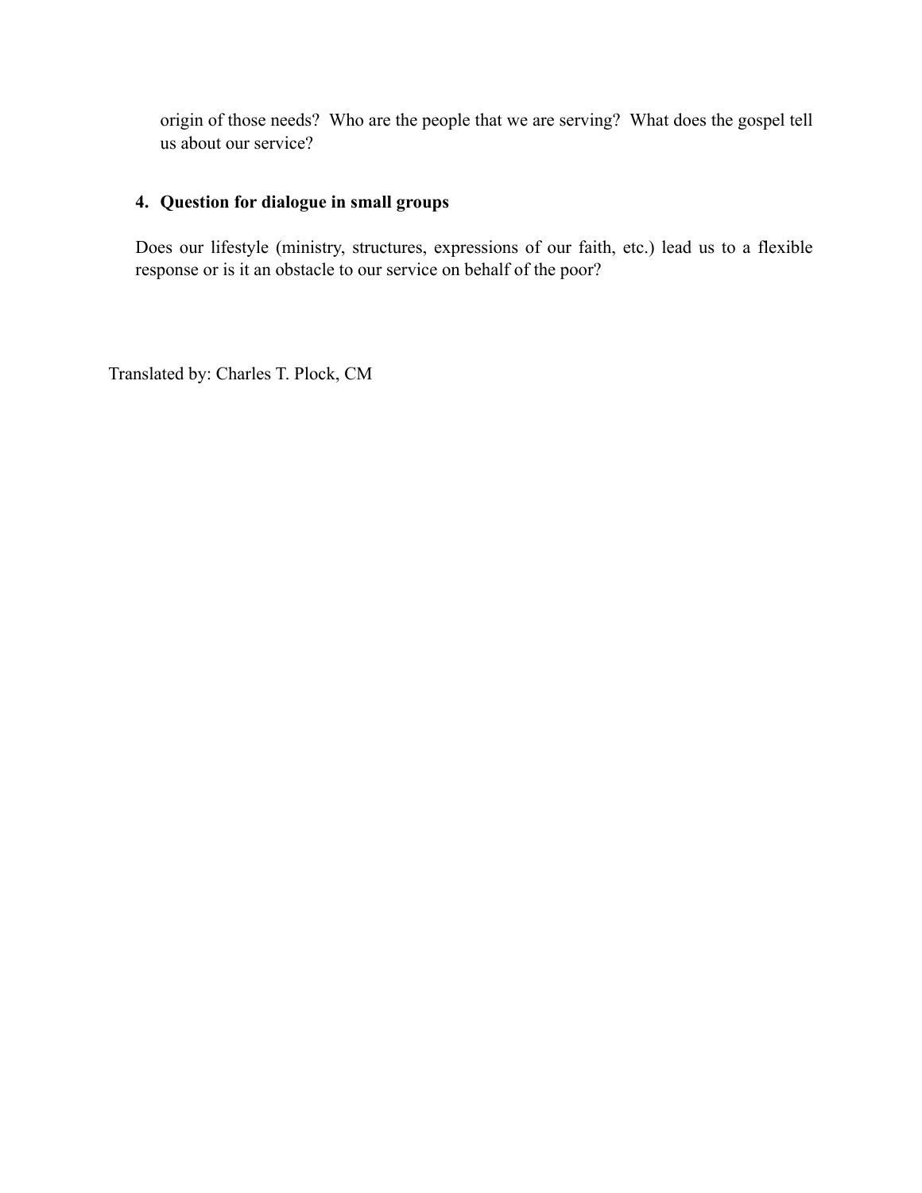origin of those needs? Who are the people that we are serving? What does the gospel tell us about our service?

4. **Question for dialogue in small groups**

Does our lifestyle (ministry, structures, expressions of our faith, etc.) lead us to a flexible response or is it an obstacle to our service on behalf of the poor?

Translated by: Charles T. Plock, CM